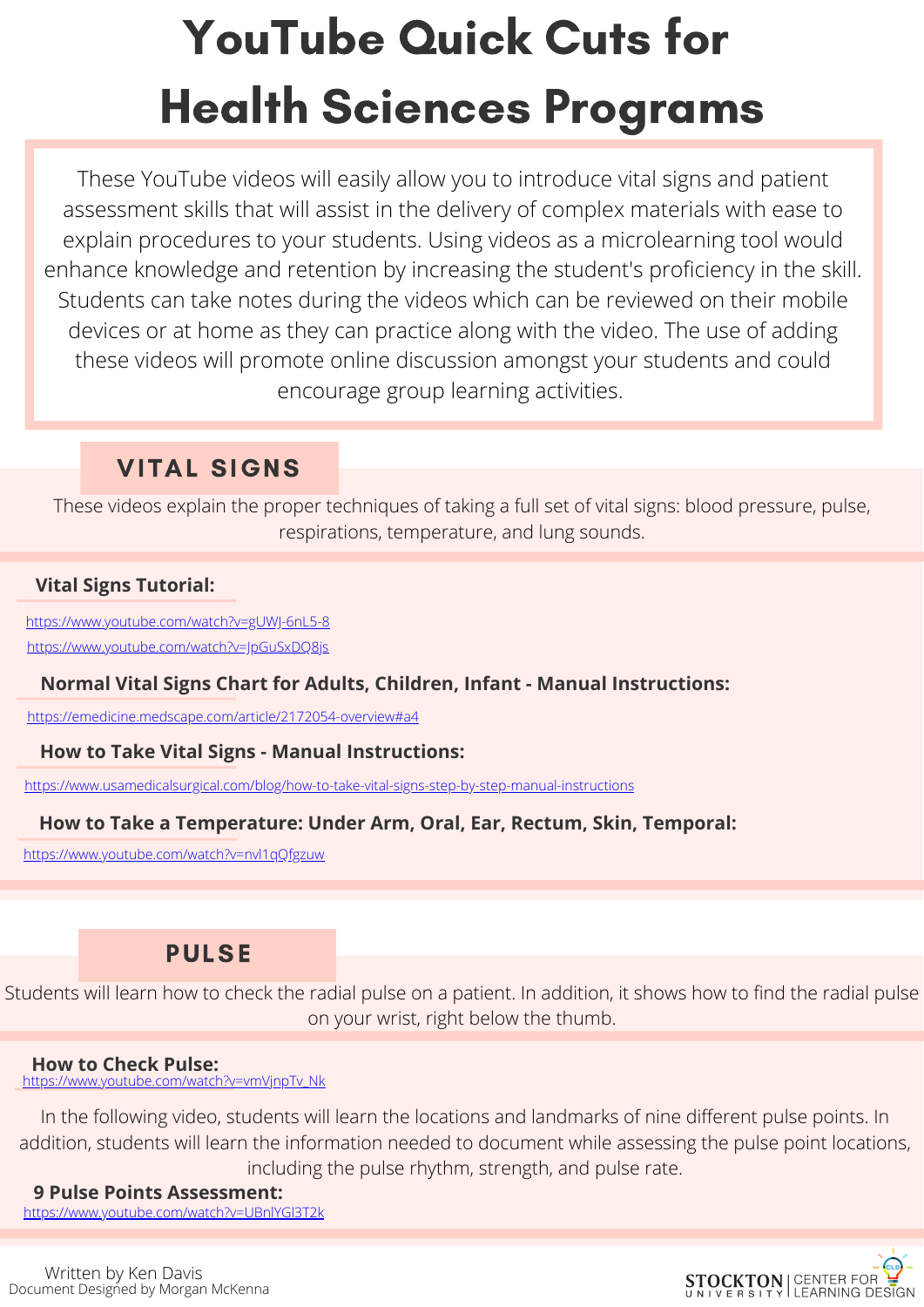# YouTube Quick Cuts for Health Sciences Programs

These YouTube videos will easily allow you to introduce vital signs and patient assessment skills that will assist in the delivery of complex materials with ease to explain procedures to your students. Using videos as a microlearning tool would enhance knowledge and retention by increasing the student's proficiency in the skill. Students can take notes during the videos which can be reviewed on their mobile devices or at home as they can practice along with the video. The use of adding these videos will promote online discussion amongst your students and could encourage group learning activities.

## VITAL SIGNS

These videos explain the proper techniques of taking a full set of vital signs: blood pressure, pulse, respirations, temperature, and lung sounds.

**Vital Signs Tutorial:**

https://www.youtube.com/watch?v=gUWJ-6nL5-8

https://www.youtube.com/watch?v=JpGuSxDQ8js

**Normal Vital Signs Chart for Adults, Children, Infant - Manual Instructions:**

https://emedicine.medscape.com/article/2172054-overview#a4

**How to Take Vital Signs - Manual Instructions:**

https://www.usamedicalsurgical.com/blog/how-to-take-vital-signs-step-by-step-manual-instructions

**How to Take a Temperature: Under Arm, Oral, Ear, Rectum, Skin, Temporal:**

https://www.youtube.com/watch?v=nvl1qQfgzuw

## PULSE

Students will learn how to check the radial pulse on a patient. In addition, it shows how to find the radial pulse on your wrist, right below the thumb.

**How to Check Pulse:**
https://www.youtube.com/watch?v=vmVjnpTv_Nk

In the following video, students will learn the locations and landmarks of nine different pulse points. In addition, students will learn the information needed to document while assessing the pulse point locations, including the pulse rhythm, strength, and pulse rate.

**9 Pulse Points Assessment:**
https://www.youtube.com/watch?v=UBnlYGl3T2k

Written by Ken Davis
Document Designed by Morgan McKenna

STOCKTON UNIVERSITY | CENTER FOR LEARNING DESIGN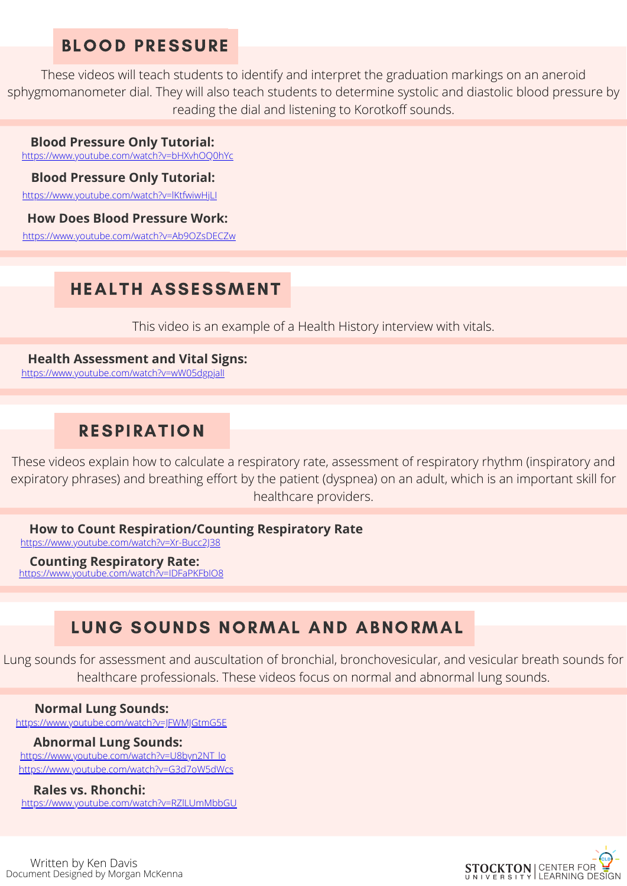## BLOOD PRESSURE

These videos will teach students to identify and interpret the graduation markings on an aneroid sphygmomanometer dial. They will also teach students to determine systolic and diastolic blood pressure by reading the dial and listening to Korotkoff sounds.

**Blood Pressure Only Tutorial:**
https://www.youtube.com/watch?v=bHXvhOQ0hYc

**Blood Pressure Only Tutorial:**
https://www.youtube.com/watch?v=lKtfwiwHjLI

**How Does Blood Pressure Work:**
https://www.youtube.com/watch?v=Ab9OZsDECZw

## HEALTH ASSESSMENT

This video is an example of a Health History interview with vitals.

**Health Assessment and Vital Signs:**
https://www.youtube.com/watch?v=wW05dgpjalI

## RESPIRATION

These videos explain how to calculate a respiratory rate, assessment of respiratory rhythm (inspiratory and expiratory phrases) and breathing effort by the patient (dyspnea) on an adult, which is an important skill for healthcare providers.

**How to Count Respiration/Counting Respiratory Rate**
https://www.youtube.com/watch?v=Xr-Bucc2J38

**Counting Respiratory Rate:**
https://www.youtube.com/watch?v=IDFaPKFbIO8

## LUNG SOUNDS NORMAL AND ABNORMAL

Lung sounds for assessment and auscultation of bronchial, bronchovesicular, and vesicular breath sounds for healthcare professionals. These videos focus on normal and abnormal lung sounds.

**Normal Lung Sounds:**
https://www.youtube.com/watch?v=JFWMJGtmG5E

**Abnormal Lung Sounds:**
https://www.youtube.com/watch?v=U8byn2NT_lo
https://www.youtube.com/watch?v=G3d7oW5dWcs

**Rales vs. Rhonchi:**
https://www.youtube.com/watch?v=RZlLUmMbbGU

Written by Ken Davis
Document Designed by Morgan McKenna

STOCKTON UNIVERSITY | CENTER FOR LEARNING DESIGN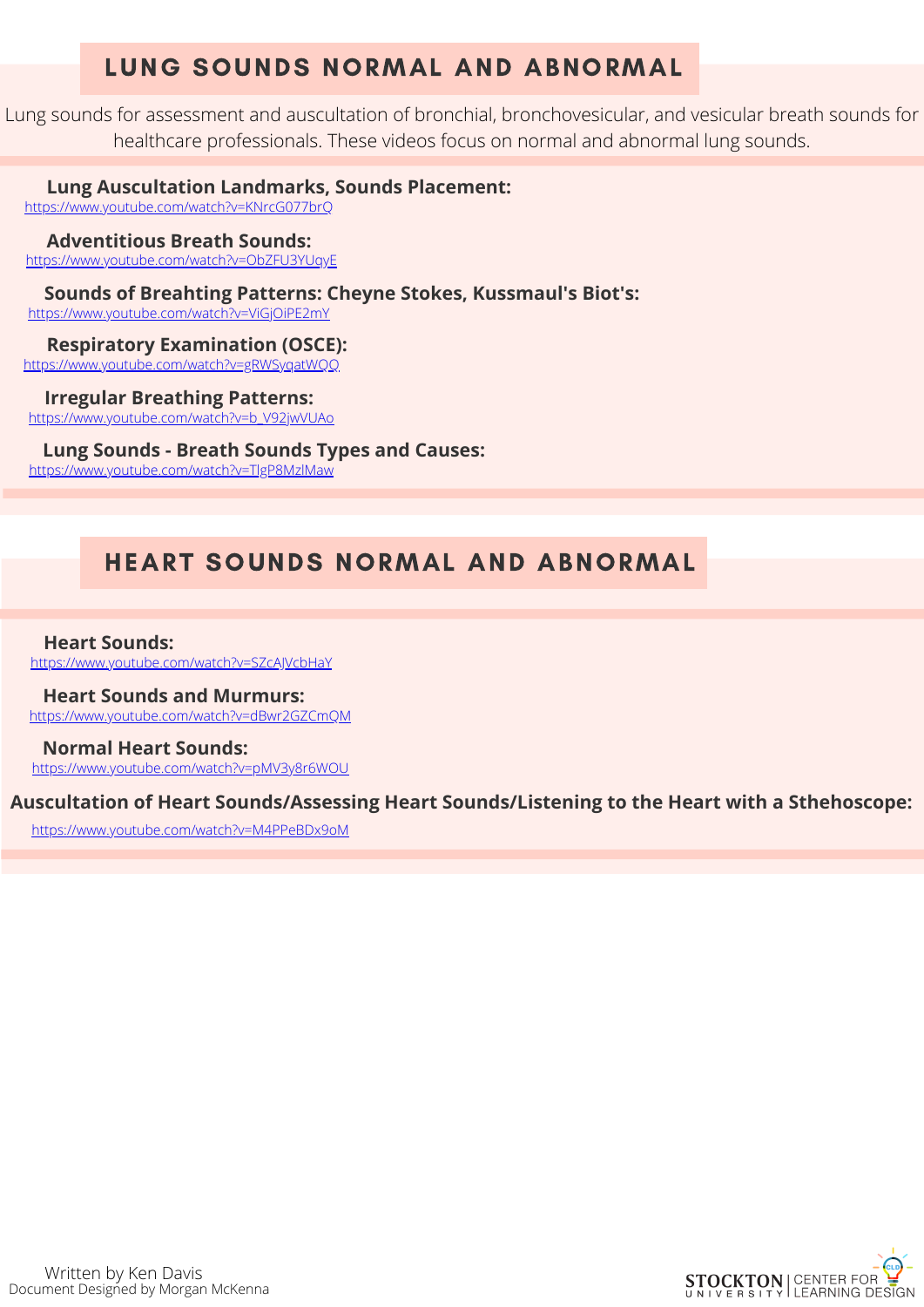## LUNG SOUNDS NORMAL AND ABNORMAL

Lung sounds for assessment and auscultation of bronchial, bronchovesicular, and vesicular breath sounds for healthcare professionals. These videos focus on normal and abnormal lung sounds.

**Lung Auscultation Landmarks, Sounds Placement:**
https://www.youtube.com/watch?v=KNrcG077brQ

**Adventitious Breath Sounds:**
https://www.youtube.com/watch?v=ObZFU3YUqyE

**Sounds of Breahting Patterns: Cheyne Stokes, Kussmaul's Biot's:**
https://www.youtube.com/watch?v=ViGjOiPE2mY

**Respiratory Examination (OSCE):**
https://www.youtube.com/watch?v=gRWSyqatWQQ

**Irregular Breathing Patterns:**
https://www.youtube.com/watch?v=b_V92jwVUAo

**Lung Sounds - Breath Sounds Types and Causes:**
https://www.youtube.com/watch?v=TlgP8MzlMaw

## HEART SOUNDS NORMAL AND ABNORMAL

**Heart Sounds:**
https://www.youtube.com/watch?v=SZcAJVcbHaY

**Heart Sounds and Murmurs:**
https://www.youtube.com/watch?v=dBwr2GZCmQM

**Normal Heart Sounds:**
https://www.youtube.com/watch?v=pMV3y8r6WOU

**Auscultation of Heart Sounds/Assessing Heart Sounds/Listening to the Heart with a Sthehoscope:**
https://www.youtube.com/watch?v=M4PPeBDx9oM

Written by Ken Davis
Document Designed by Morgan McKenna

STOCKTON UNIVERSITY | CENTER FOR LEARNING DESIGN